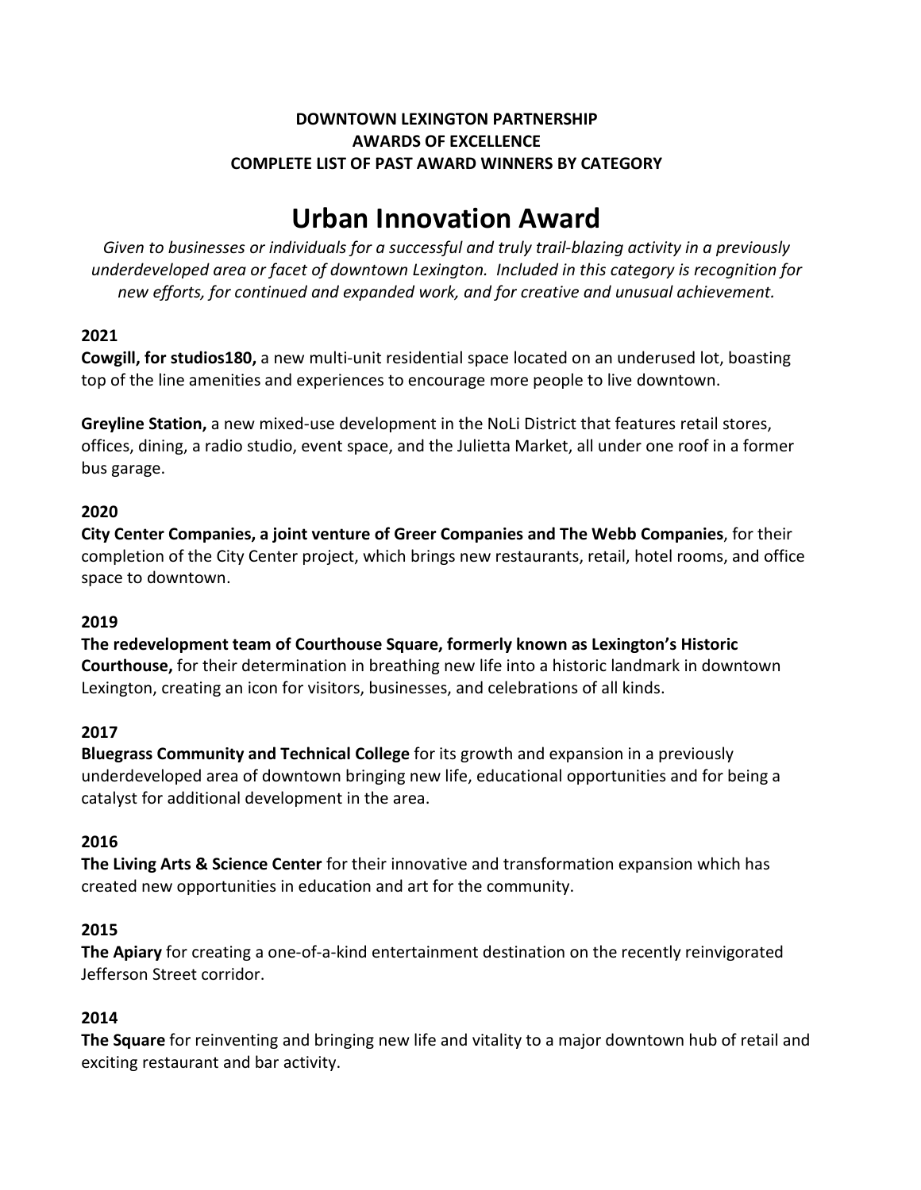**DOWNTOWN LEXINGTON PARTNERSHIP**
**AWARDS OF EXCELLENCE**
**COMPLETE LIST OF PAST AWARD WINNERS BY CATEGORY**

# Urban Innovation Award

*Given to businesses or individuals for a successful and truly trail-blazing activity in a previously underdeveloped area or facet of downtown Lexington. Included in this category is recognition for new efforts, for continued and expanded work, and for creative and unusual achievement.*

### 2021

**Cowgill, for studios180,** a new multi-unit residential space located on an underused lot, boasting top of the line amenities and experiences to encourage more people to live downtown.

**Greyline Station,** a new mixed-use development in the NoLi District that features retail stores, offices, dining, a radio studio, event space, and the Julietta Market, all under one roof in a former bus garage.

### 2020

**City Center Companies, a joint venture of Greer Companies and The Webb Companies**, for their completion of the City Center project, which brings new restaurants, retail, hotel rooms, and office space to downtown.

### 2019

**The redevelopment team of Courthouse Square, formerly known as Lexington's Historic Courthouse,** for their determination in breathing new life into a historic landmark in downtown Lexington, creating an icon for visitors, businesses, and celebrations of all kinds.

### 2017

**Bluegrass Community and Technical College** for its growth and expansion in a previously underdeveloped area of downtown bringing new life, educational opportunities and for being a catalyst for additional development in the area.

### 2016

**The Living Arts & Science Center** for their innovative and transformation expansion which has created new opportunities in education and art for the community.

### 2015

**The Apiary** for creating a one-of-a-kind entertainment destination on the recently reinvigorated Jefferson Street corridor.

### 2014

**The Square** for reinventing and bringing new life and vitality to a major downtown hub of retail and exciting restaurant and bar activity.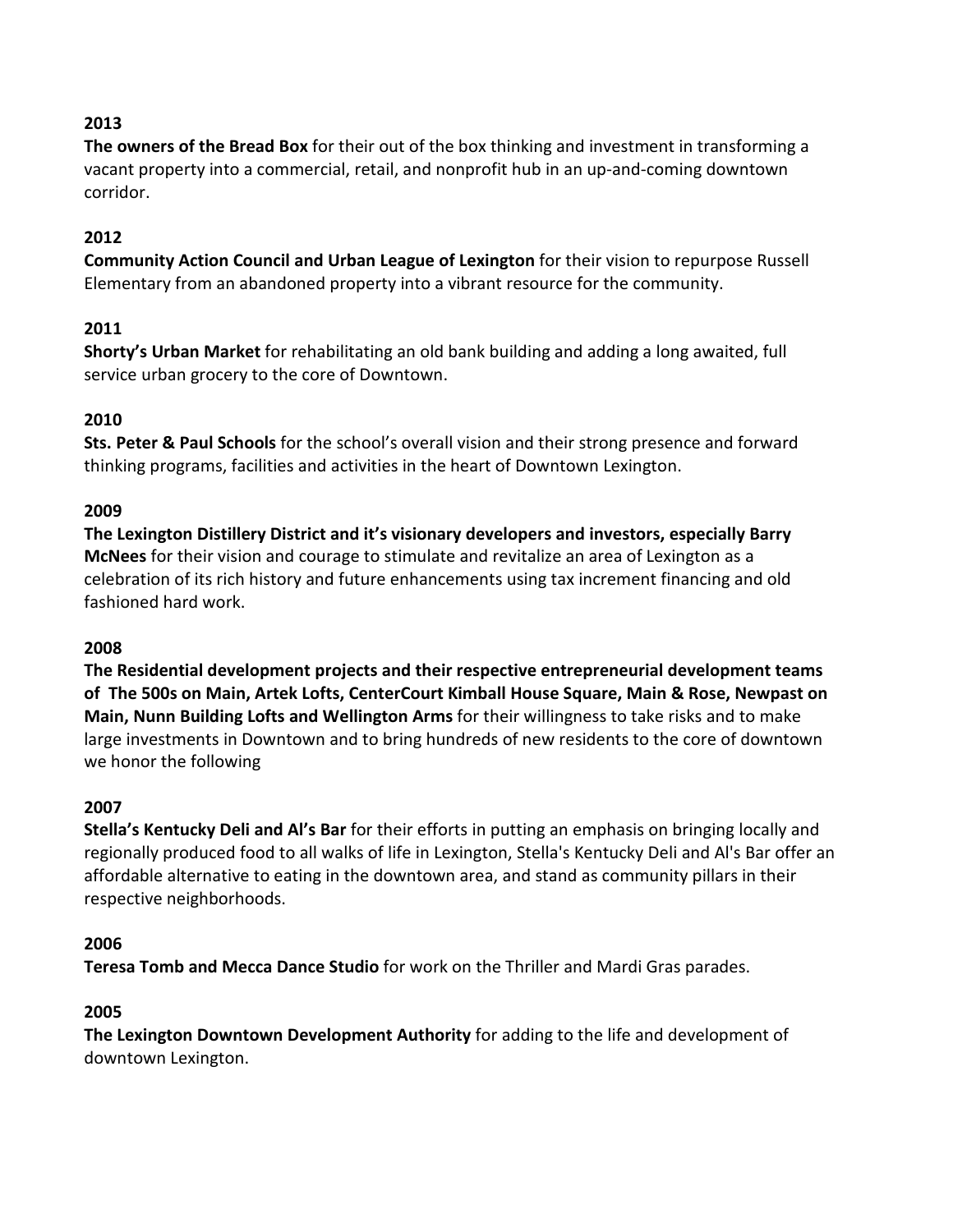**2013**

**The owners of the Bread Box** for their out of the box thinking and investment in transforming a vacant property into a commercial, retail, and nonprofit hub in an up-and-coming downtown corridor.

**2012**

**Community Action Council and Urban League of Lexington** for their vision to repurpose Russell Elementary from an abandoned property into a vibrant resource for the community.

**2011**

**Shorty's Urban Market** for rehabilitating an old bank building and adding a long awaited, full service urban grocery to the core of Downtown.

**2010**

**Sts. Peter & Paul Schools** for the school's overall vision and their strong presence and forward thinking programs, facilities and activities in the heart of Downtown Lexington.

**2009**

**The Lexington Distillery District and it's visionary developers and investors, especially Barry McNees** for their vision and courage to stimulate and revitalize an area of Lexington as a celebration of its rich history and future enhancements using tax increment financing and old fashioned hard work.

**2008**

**The Residential development projects and their respective entrepreneurial development teams of The 500s on Main, Artek Lofts, CenterCourt Kimball House Square, Main & Rose, Newpast on Main, Nunn Building Lofts and Wellington Arms** for their willingness to take risks and to make large investments in Downtown and to bring hundreds of new residents to the core of downtown we honor the following

**2007**

**Stella's Kentucky Deli and Al's Bar** for their efforts in putting an emphasis on bringing locally and regionally produced food to all walks of life in Lexington, Stella's Kentucky Deli and Al's Bar offer an affordable alternative to eating in the downtown area, and stand as community pillars in their respective neighborhoods.

**2006**

**Teresa Tomb and Mecca Dance Studio** for work on the Thriller and Mardi Gras parades.

**2005**

**The Lexington Downtown Development Authority** for adding to the life and development of downtown Lexington.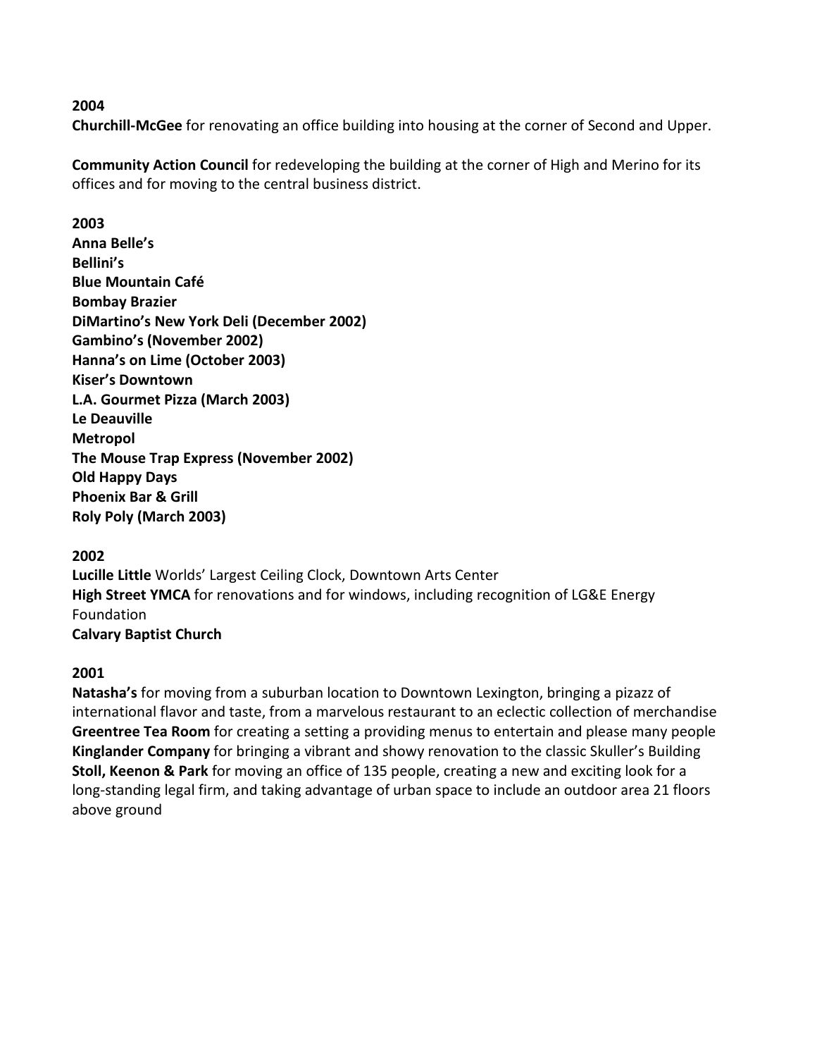**2004**

**Churchill-McGee** for renovating an office building into housing at the corner of Second and Upper.

**Community Action Council** for redeveloping the building at the corner of High and Merino for its offices and for moving to the central business district.

**2003**

**Anna Belle's**
**Bellini's**
**Blue Mountain Café**
**Bombay Brazier**
**DiMartino's New York Deli (December 2002)**
**Gambino's (November 2002)**
**Hanna's on Lime (October 2003)**
**Kiser's Downtown**
**L.A. Gourmet Pizza (March 2003)**
**Le Deauville**
**Metropol**
**The Mouse Trap Express (November 2002)**
**Old Happy Days**
**Phoenix Bar & Grill**
**Roly Poly (March 2003)**

**2002**

**Lucille Little** Worlds' Largest Ceiling Clock, Downtown Arts Center
**High Street YMCA** for renovations and for windows, including recognition of LG&E Energy Foundation
**Calvary Baptist Church**

**2001**

**Natasha's** for moving from a suburban location to Downtown Lexington, bringing a pizazz of international flavor and taste, from a marvelous restaurant to an eclectic collection of merchandise
**Greentree Tea Room** for creating a setting a providing menus to entertain and please many people
**Kinglander Company** for bringing a vibrant and showy renovation to the classic Skuller's Building
**Stoll, Keenon & Park** for moving an office of 135 people, creating a new and exciting look for a long-standing legal firm, and taking advantage of urban space to include an outdoor area 21 floors above ground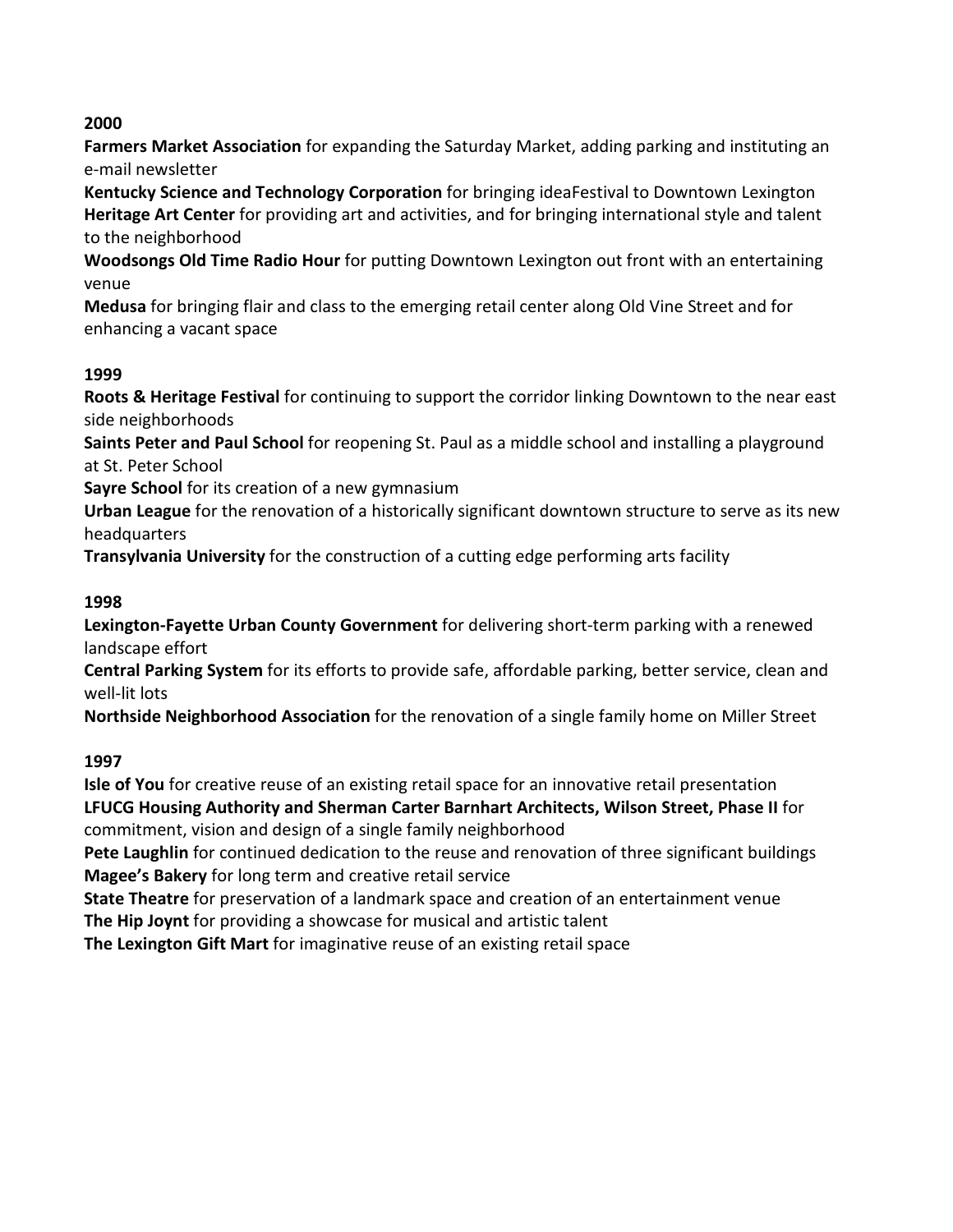**2000**

**Farmers Market Association** for expanding the Saturday Market, adding parking and instituting an e-mail newsletter

**Kentucky Science and Technology Corporation** for bringing ideaFestival to Downtown Lexington

**Heritage Art Center** for providing art and activities, and for bringing international style and talent to the neighborhood

**Woodsongs Old Time Radio Hour** for putting Downtown Lexington out front with an entertaining venue

**Medusa** for bringing flair and class to the emerging retail center along Old Vine Street and for enhancing a vacant space

**1999**

**Roots & Heritage Festival** for continuing to support the corridor linking Downtown to the near east side neighborhoods

**Saints Peter and Paul School** for reopening St. Paul as a middle school and installing a playground at St. Peter School

**Sayre School** for its creation of a new gymnasium

**Urban League** for the renovation of a historically significant downtown structure to serve as its new headquarters

**Transylvania University** for the construction of a cutting edge performing arts facility

**1998**

**Lexington-Fayette Urban County Government** for delivering short-term parking with a renewed landscape effort

**Central Parking System** for its efforts to provide safe, affordable parking, better service, clean and well-lit lots

**Northside Neighborhood Association** for the renovation of a single family home on Miller Street

**1997**

**Isle of You** for creative reuse of an existing retail space for an innovative retail presentation

**LFUCG Housing Authority and Sherman Carter Barnhart Architects, Wilson Street, Phase II** for commitment, vision and design of a single family neighborhood

**Pete Laughlin** for continued dedication to the reuse and renovation of three significant buildings

**Magee's Bakery** for long term and creative retail service

**State Theatre** for preservation of a landmark space and creation of an entertainment venue

**The Hip Joynt** for providing a showcase for musical and artistic talent

**The Lexington Gift Mart** for imaginative reuse of an existing retail space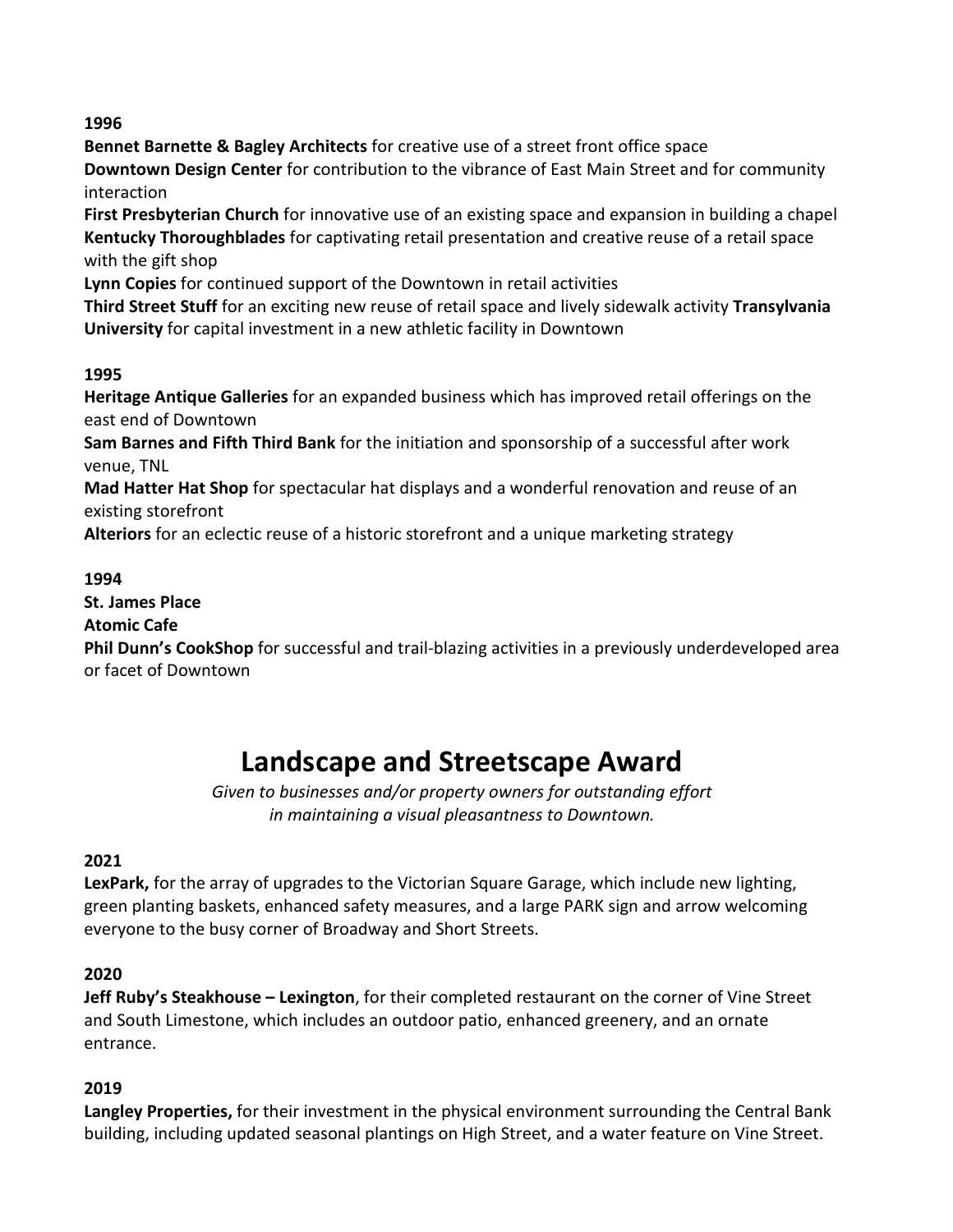**1996**

**Bennet Barnette & Bagley Architects** for creative use of a street front office space

**Downtown Design Center** for contribution to the vibrance of East Main Street and for community interaction

**First Presbyterian Church** for innovative use of an existing space and expansion in building a chapel

**Kentucky Thoroughblades** for captivating retail presentation and creative reuse of a retail space with the gift shop

**Lynn Copies** for continued support of the Downtown in retail activities

**Third Street Stuff** for an exciting new reuse of retail space and lively sidewalk activity **Transylvania University** for capital investment in a new athletic facility in Downtown

**1995**

**Heritage Antique Galleries** for an expanded business which has improved retail offerings on the east end of Downtown

**Sam Barnes and Fifth Third Bank** for the initiation and sponsorship of a successful after work venue, TNL

**Mad Hatter Hat Shop** for spectacular hat displays and a wonderful renovation and reuse of an existing storefront

**Alteriors** for an eclectic reuse of a historic storefront and a unique marketing strategy

**1994**

**St. James Place**

**Atomic Cafe**

**Phil Dunn's CookShop** for successful and trail-blazing activities in a previously underdeveloped area or facet of Downtown

# Landscape and Streetscape Award

*Given to businesses and/or property owners for outstanding effort in maintaining a visual pleasantness to Downtown.*

**2021**

**LexPark,** for the array of upgrades to the Victorian Square Garage, which include new lighting, green planting baskets, enhanced safety measures, and a large PARK sign and arrow welcoming everyone to the busy corner of Broadway and Short Streets.

**2020**

**Jeff Ruby's Steakhouse – Lexington**, for their completed restaurant on the corner of Vine Street and South Limestone, which includes an outdoor patio, enhanced greenery, and an ornate entrance.

**2019**

**Langley Properties,** for their investment in the physical environment surrounding the Central Bank building, including updated seasonal plantings on High Street, and a water feature on Vine Street.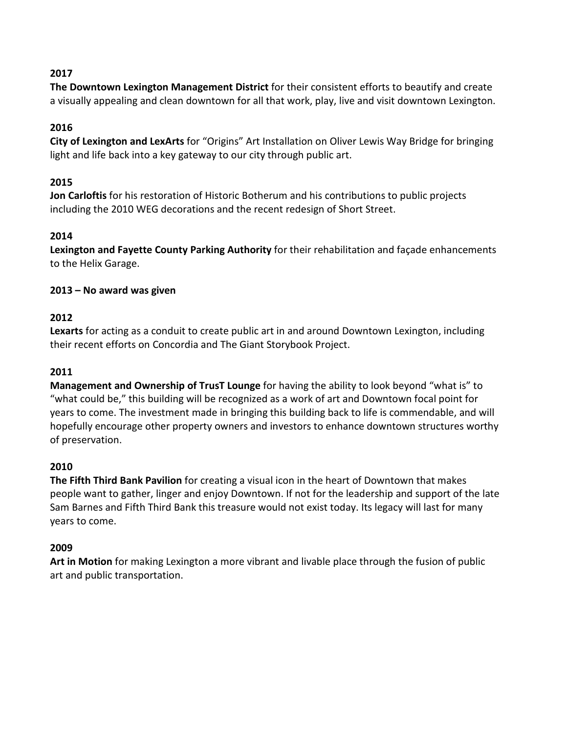**2017**

**The Downtown Lexington Management District** for their consistent efforts to beautify and create a visually appealing and clean downtown for all that work, play, live and visit downtown Lexington.

**2016**

**City of Lexington and LexArts** for "Origins" Art Installation on Oliver Lewis Way Bridge for bringing light and life back into a key gateway to our city through public art.

**2015**

**Jon Carloftis** for his restoration of Historic Botherum and his contributions to public projects including the 2010 WEG decorations and the recent redesign of Short Street.

**2014**

**Lexington and Fayette County Parking Authority** for their rehabilitation and façade enhancements to the Helix Garage.

**2013 – No award was given**

**2012**

**Lexarts** for acting as a conduit to create public art in and around Downtown Lexington, including their recent efforts on Concordia and The Giant Storybook Project.

**2011**

**Management and Ownership of TrusT Lounge** for having the ability to look beyond "what is" to "what could be," this building will be recognized as a work of art and Downtown focal point for years to come. The investment made in bringing this building back to life is commendable, and will hopefully encourage other property owners and investors to enhance downtown structures worthy of preservation.

**2010**

**The Fifth Third Bank Pavilion** for creating a visual icon in the heart of Downtown that makes people want to gather, linger and enjoy Downtown. If not for the leadership and support of the late Sam Barnes and Fifth Third Bank this treasure would not exist today. Its legacy will last for many years to come.

**2009**

**Art in Motion** for making Lexington a more vibrant and livable place through the fusion of public art and public transportation.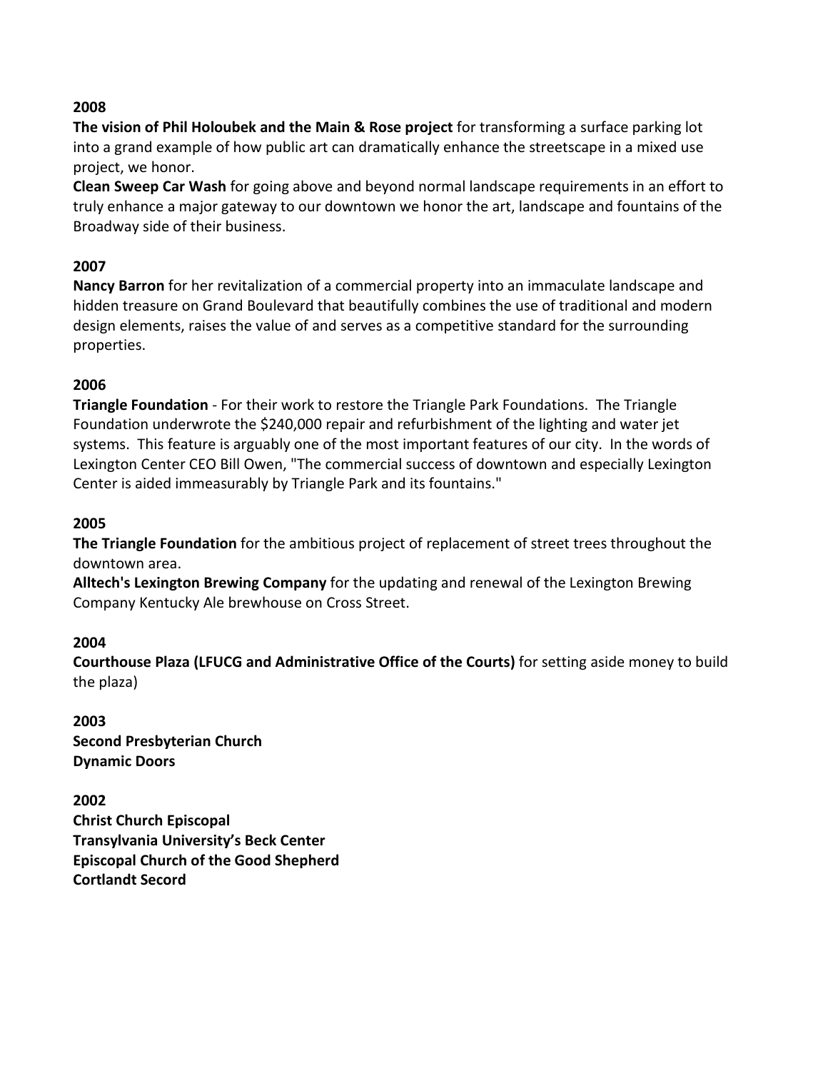**2008**

**The vision of Phil Holoubek and the Main & Rose project** for transforming a surface parking lot into a grand example of how public art can dramatically enhance the streetscape in a mixed use project, we honor.

**Clean Sweep Car Wash** for going above and beyond normal landscape requirements in an effort to truly enhance a major gateway to our downtown we honor the art, landscape and fountains of the Broadway side of their business.

**2007**

**Nancy Barron** for her revitalization of a commercial property into an immaculate landscape and hidden treasure on Grand Boulevard that beautifully combines the use of traditional and modern design elements, raises the value of and serves as a competitive standard for the surrounding properties.

**2006**

**Triangle Foundation** - For their work to restore the Triangle Park Foundations. The Triangle Foundation underwrote the $240,000 repair and refurbishment of the lighting and water jet systems. This feature is arguably one of the most important features of our city. In the words of Lexington Center CEO Bill Owen, "The commercial success of downtown and especially Lexington Center is aided immeasurably by Triangle Park and its fountains."

**2005**

**The Triangle Foundation** for the ambitious project of replacement of street trees throughout the downtown area.

**Alltech's Lexington Brewing Company** for the updating and renewal of the Lexington Brewing Company Kentucky Ale brewhouse on Cross Street.

**2004**

**Courthouse Plaza (LFUCG and Administrative Office of the Courts)** for setting aside money to build the plaza)

**2003**

**Second Presbyterian Church**
**Dynamic Doors**

**2002**

**Christ Church Episcopal**
**Transylvania University's Beck Center**
**Episcopal Church of the Good Shepherd**
**Cortlandt Secord**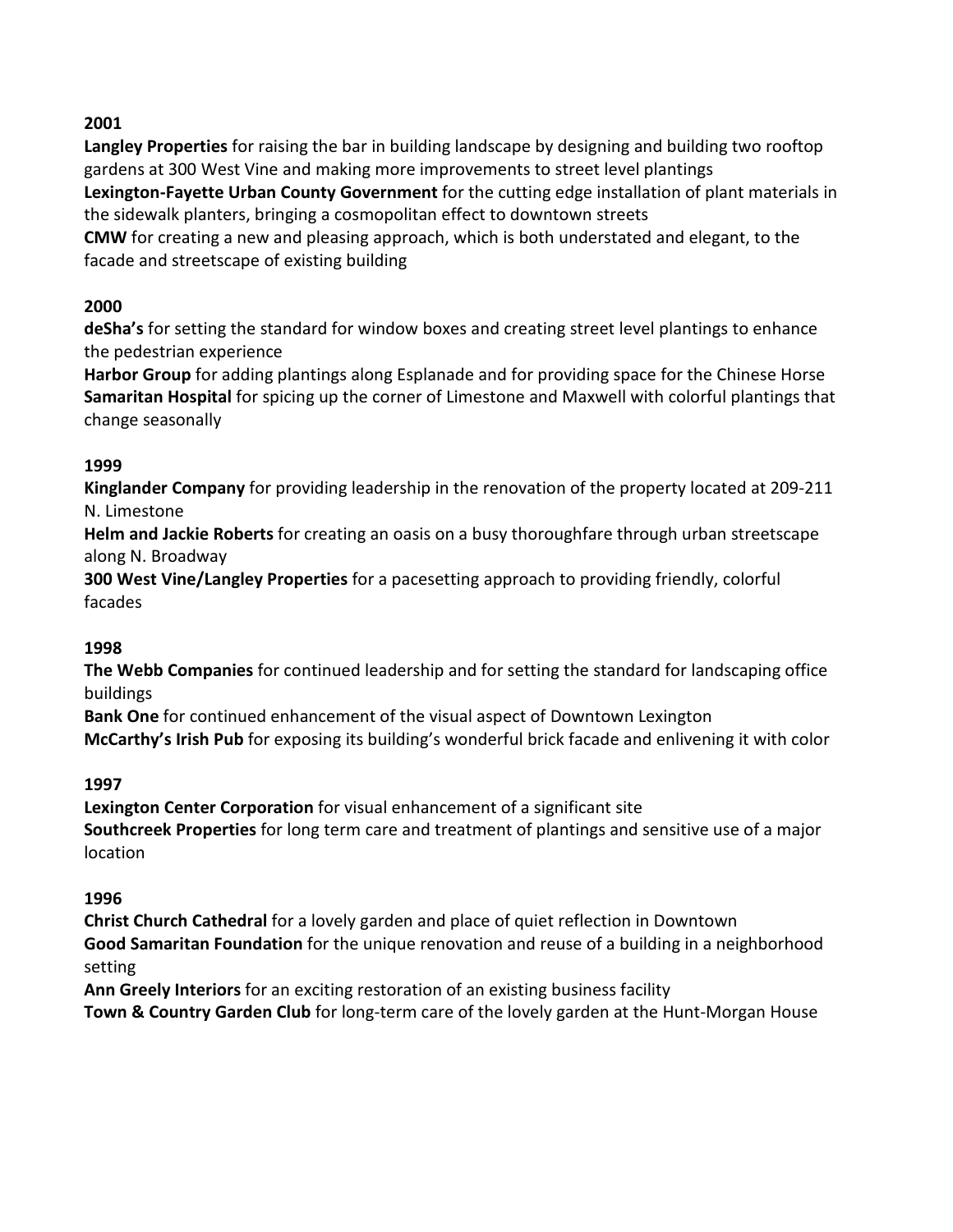**2001**

**Langley Properties** for raising the bar in building landscape by designing and building two rooftop gardens at 300 West Vine and making more improvements to street level plantings

**Lexington-Fayette Urban County Government** for the cutting edge installation of plant materials in the sidewalk planters, bringing a cosmopolitan effect to downtown streets

**CMW** for creating a new and pleasing approach, which is both understated and elegant, to the facade and streetscape of existing building

**2000**

**deSha's** for setting the standard for window boxes and creating street level plantings to enhance the pedestrian experience

**Harbor Group** for adding plantings along Esplanade and for providing space for the Chinese Horse

**Samaritan Hospital** for spicing up the corner of Limestone and Maxwell with colorful plantings that change seasonally

**1999**

**Kinglander Company** for providing leadership in the renovation of the property located at 209-211 N. Limestone

**Helm and Jackie Roberts** for creating an oasis on a busy thoroughfare through urban streetscape along N. Broadway

**300 West Vine/Langley Properties** for a pacesetting approach to providing friendly, colorful facades

**1998**

**The Webb Companies** for continued leadership and for setting the standard for landscaping office buildings

**Bank One** for continued enhancement of the visual aspect of Downtown Lexington

**McCarthy's Irish Pub** for exposing its building's wonderful brick facade and enlivening it with color

**1997**

**Lexington Center Corporation** for visual enhancement of a significant site

**Southcreek Properties** for long term care and treatment of plantings and sensitive use of a major location

**1996**

**Christ Church Cathedral** for a lovely garden and place of quiet reflection in Downtown

**Good Samaritan Foundation** for the unique renovation and reuse of a building in a neighborhood setting

**Ann Greely Interiors** for an exciting restoration of an existing business facility

**Town & Country Garden Club** for long-term care of the lovely garden at the Hunt-Morgan House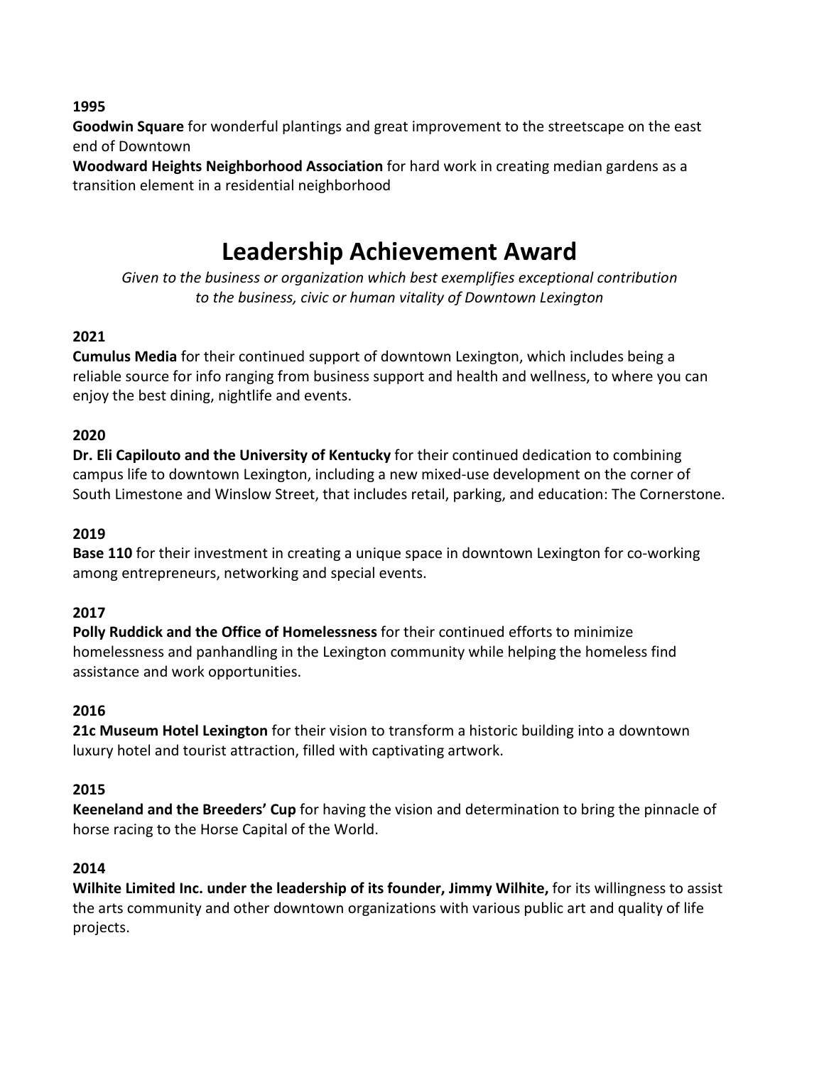**1995**

**Goodwin Square** for wonderful plantings and great improvement to the streetscape on the east end of Downtown

**Woodward Heights Neighborhood Association** for hard work in creating median gardens as a transition element in a residential neighborhood

# Leadership Achievement Award

*Given to the business or organization which best exemplifies exceptional contribution to the business, civic or human vitality of Downtown Lexington*

**2021**

**Cumulus Media** for their continued support of downtown Lexington, which includes being a reliable source for info ranging from business support and health and wellness, to where you can enjoy the best dining, nightlife and events.

**2020**

**Dr. Eli Capilouto and the University of Kentucky** for their continued dedication to combining campus life to downtown Lexington, including a new mixed-use development on the corner of South Limestone and Winslow Street, that includes retail, parking, and education: The Cornerstone.

**2019**

**Base 110** for their investment in creating a unique space in downtown Lexington for co-working among entrepreneurs, networking and special events.

**2017**

**Polly Ruddick and the Office of Homelessness** for their continued efforts to minimize homelessness and panhandling in the Lexington community while helping the homeless find assistance and work opportunities.

**2016**

**21c Museum Hotel Lexington** for their vision to transform a historic building into a downtown luxury hotel and tourist attraction, filled with captivating artwork.

**2015**

**Keeneland and the Breeders' Cup** for having the vision and determination to bring the pinnacle of horse racing to the Horse Capital of the World.

**2014**

**Wilhite Limited Inc. under the leadership of its founder, Jimmy Wilhite,** for its willingness to assist the arts community and other downtown organizations with various public art and quality of life projects.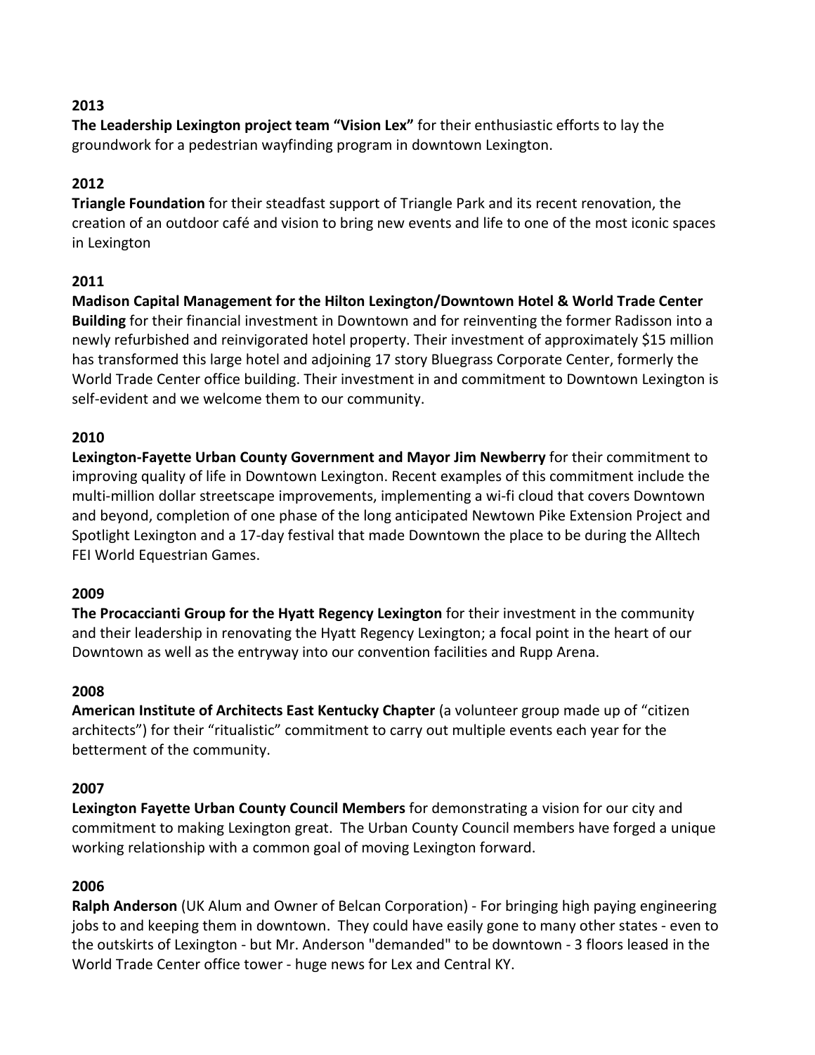**2013**

**The Leadership Lexington project team "Vision Lex"** for their enthusiastic efforts to lay the groundwork for a pedestrian wayfinding program in downtown Lexington.

**2012**

**Triangle Foundation** for their steadfast support of Triangle Park and its recent renovation, the creation of an outdoor café and vision to bring new events and life to one of the most iconic spaces in Lexington

**2011**

**Madison Capital Management for the Hilton Lexington/Downtown Hotel & World Trade Center Building** for their financial investment in Downtown and for reinventing the former Radisson into a newly refurbished and reinvigorated hotel property. Their investment of approximately $15 million has transformed this large hotel and adjoining 17 story Bluegrass Corporate Center, formerly the World Trade Center office building. Their investment in and commitment to Downtown Lexington is self-evident and we welcome them to our community.

**2010**

**Lexington-Fayette Urban County Government and Mayor Jim Newberry** for their commitment to improving quality of life in Downtown Lexington. Recent examples of this commitment include the multi-million dollar streetscape improvements, implementing a wi-fi cloud that covers Downtown and beyond, completion of one phase of the long anticipated Newtown Pike Extension Project and Spotlight Lexington and a 17-day festival that made Downtown the place to be during the Alltech FEI World Equestrian Games.

**2009**

**The Procaccianti Group for the Hyatt Regency Lexington** for their investment in the community and their leadership in renovating the Hyatt Regency Lexington; a focal point in the heart of our Downtown as well as the entryway into our convention facilities and Rupp Arena.

**2008**

**American Institute of Architects East Kentucky Chapter** (a volunteer group made up of "citizen architects") for their "ritualistic" commitment to carry out multiple events each year for the betterment of the community.

**2007**

**Lexington Fayette Urban County Council Members** for demonstrating a vision for our city and commitment to making Lexington great. The Urban County Council members have forged a unique working relationship with a common goal of moving Lexington forward.

**2006**

**Ralph Anderson** (UK Alum and Owner of Belcan Corporation) - For bringing high paying engineering jobs to and keeping them in downtown. They could have easily gone to many other states - even to the outskirts of Lexington - but Mr. Anderson "demanded" to be downtown - 3 floors leased in the World Trade Center office tower - huge news for Lex and Central KY.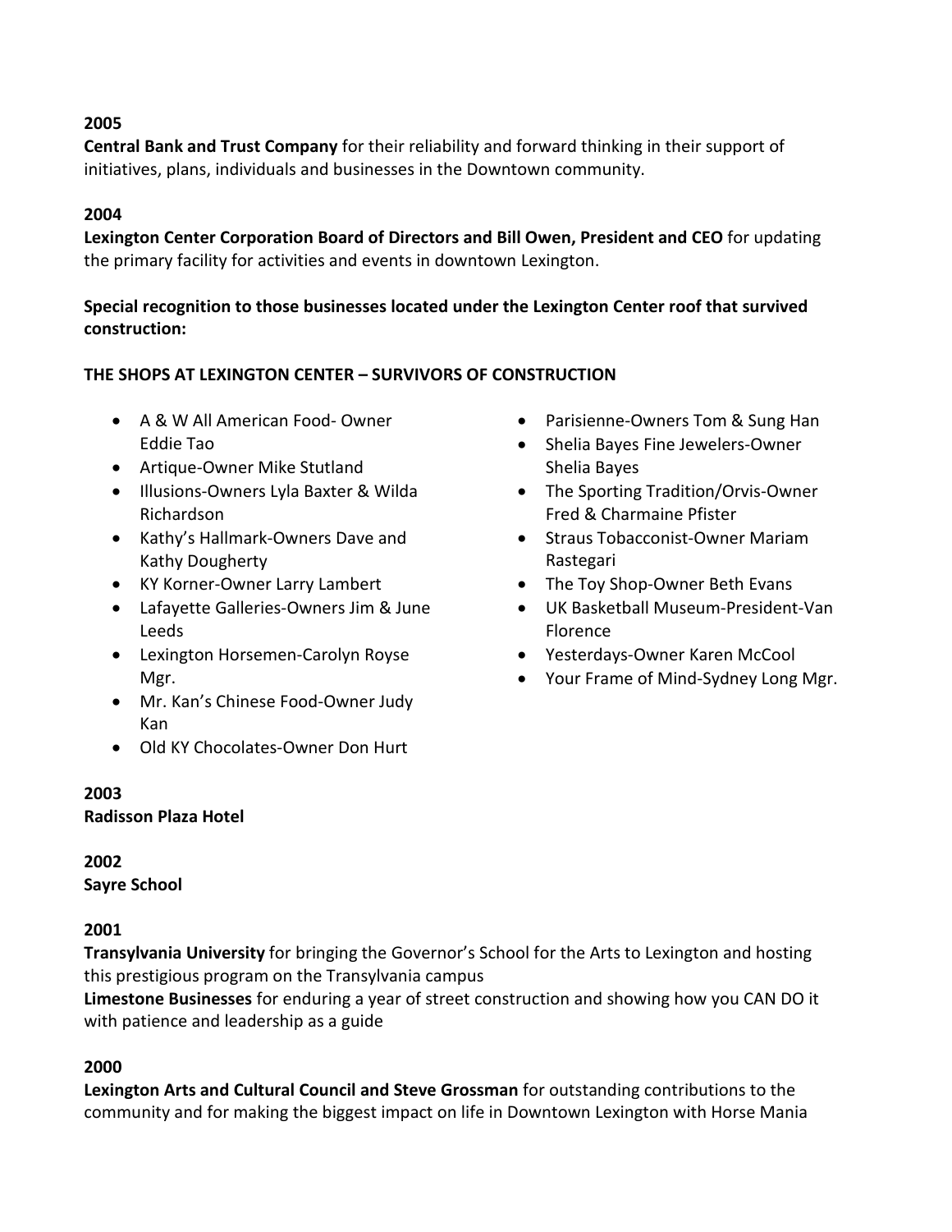**2005**

**Central Bank and Trust Company** for their reliability and forward thinking in their support of initiatives, plans, individuals and businesses in the Downtown community.

**2004**

**Lexington Center Corporation Board of Directors and Bill Owen, President and CEO** for updating the primary facility for activities and events in downtown Lexington.

**Special recognition to those businesses located under the Lexington Center roof that survived construction:**

**THE SHOPS AT LEXINGTON CENTER – SURVIVORS OF CONSTRUCTION**

- A & W All American Food- Owner Eddie Tao
- Artique-Owner Mike Stutland
- Illusions-Owners Lyla Baxter & Wilda Richardson
- Kathy's Hallmark-Owners Dave and Kathy Dougherty
- KY Korner-Owner Larry Lambert
- Lafayette Galleries-Owners Jim & June Leeds
- Lexington Horsemen-Carolyn Royse Mgr.
- Mr. Kan's Chinese Food-Owner Judy Kan
- Old KY Chocolates-Owner Don Hurt
- Parisienne-Owners Tom & Sung Han
- Shelia Bayes Fine Jewelers-Owner Shelia Bayes
- The Sporting Tradition/Orvis-Owner Fred & Charmaine Pfister
- Straus Tobacconist-Owner Mariam Rastegari
- The Toy Shop-Owner Beth Evans
- UK Basketball Museum-President-Van Florence
- Yesterdays-Owner Karen McCool
- Your Frame of Mind-Sydney Long Mgr.

**2003**

**Radisson Plaza Hotel**

**2002**

**Sayre School**

**2001**

**Transylvania University** for bringing the Governor's School for the Arts to Lexington and hosting this prestigious program on the Transylvania campus

**Limestone Businesses** for enduring a year of street construction and showing how you CAN DO it with patience and leadership as a guide

**2000**

**Lexington Arts and Cultural Council and Steve Grossman** for outstanding contributions to the community and for making the biggest impact on life in Downtown Lexington with Horse Mania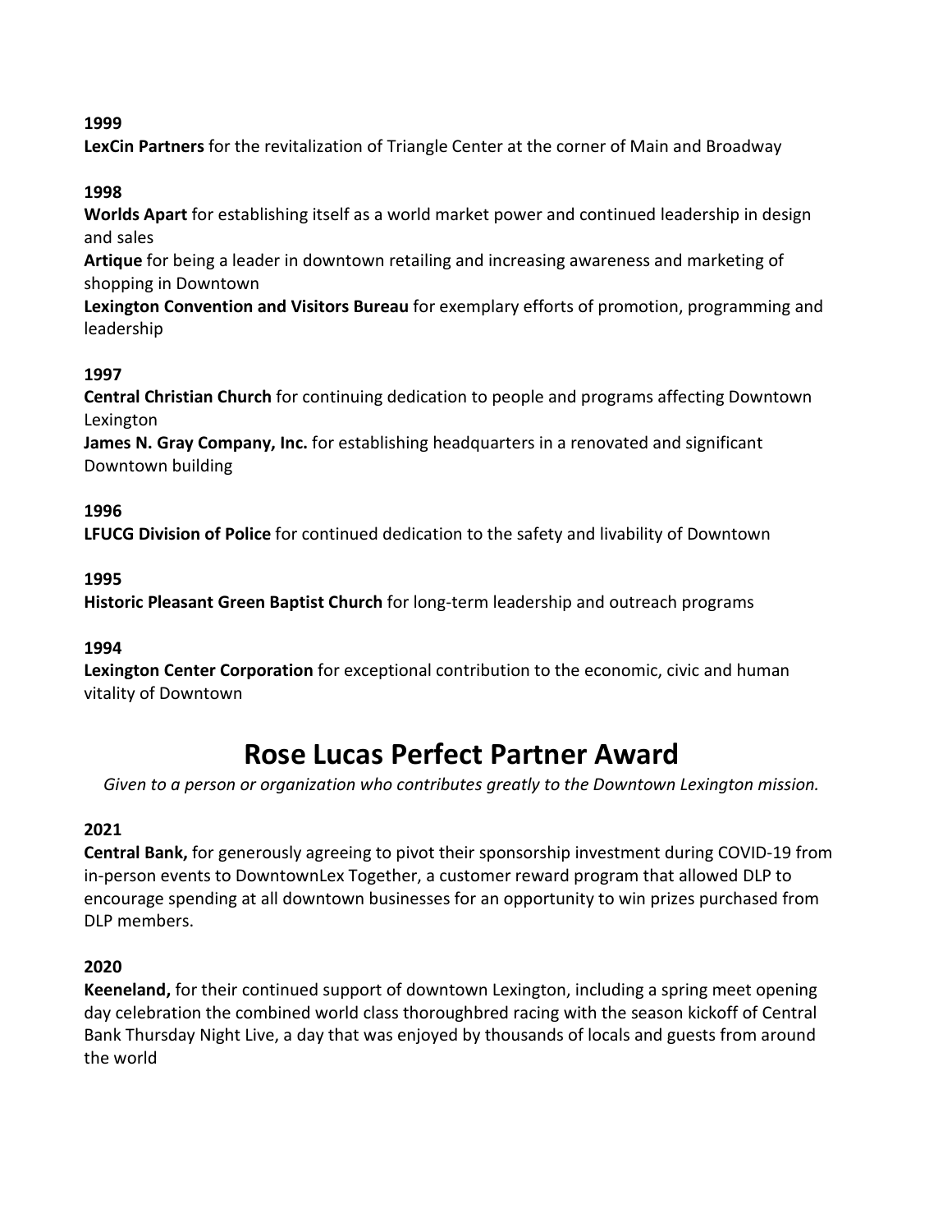**1999**
**LexCin Partners** for the revitalization of Triangle Center at the corner of Main and Broadway

**1998**
**Worlds Apart** for establishing itself as a world market power and continued leadership in design and sales
**Artique** for being a leader in downtown retailing and increasing awareness and marketing of shopping in Downtown
**Lexington Convention and Visitors Bureau** for exemplary efforts of promotion, programming and leadership

**1997**
**Central Christian Church** for continuing dedication to people and programs affecting Downtown Lexington
**James N. Gray Company, Inc.** for establishing headquarters in a renovated and significant Downtown building

**1996**
**LFUCG Division of Police** for continued dedication to the safety and livability of Downtown

**1995**
**Historic Pleasant Green Baptist Church** for long-term leadership and outreach programs

**1994**
**Lexington Center Corporation** for exceptional contribution to the economic, civic and human vitality of Downtown

# Rose Lucas Perfect Partner Award

*Given to a person or organization who contributes greatly to the Downtown Lexington mission.*

**2021**
**Central Bank,** for generously agreeing to pivot their sponsorship investment during COVID-19 from in-person events to DowntownLex Together, a customer reward program that allowed DLP to encourage spending at all downtown businesses for an opportunity to win prizes purchased from DLP members.

**2020**
**Keeneland,** for their continued support of downtown Lexington, including a spring meet opening day celebration the combined world class thoroughbred racing with the season kickoff of Central Bank Thursday Night Live, a day that was enjoyed by thousands of locals and guests from around the world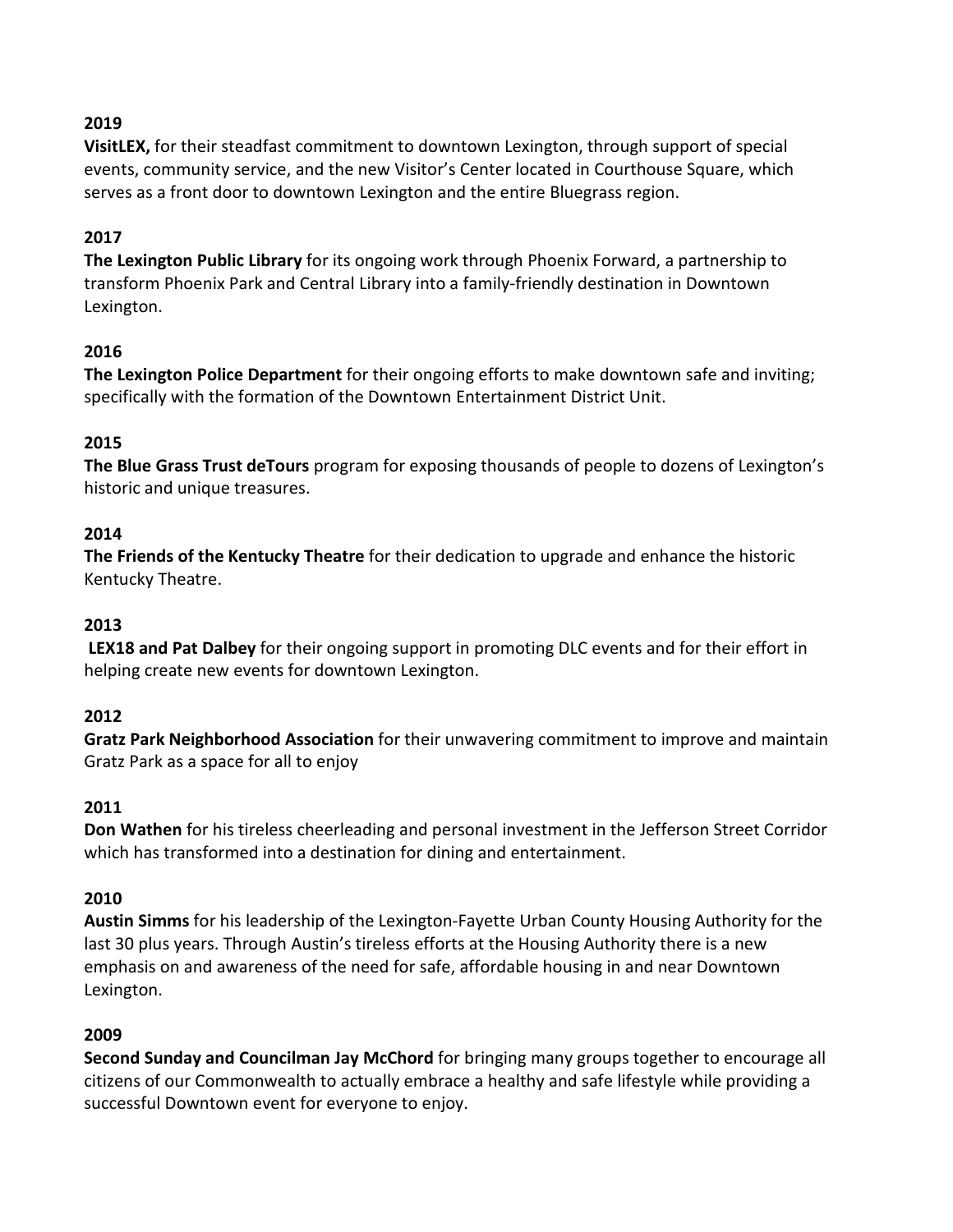**2019**

**VisitLEX,** for their steadfast commitment to downtown Lexington, through support of special events, community service, and the new Visitor's Center located in Courthouse Square, which serves as a front door to downtown Lexington and the entire Bluegrass region.

**2017**

**The Lexington Public Library** for its ongoing work through Phoenix Forward, a partnership to transform Phoenix Park and Central Library into a family-friendly destination in Downtown Lexington.

**2016**

**The Lexington Police Department** for their ongoing efforts to make downtown safe and inviting; specifically with the formation of the Downtown Entertainment District Unit.

**2015**

**The Blue Grass Trust deTours** program for exposing thousands of people to dozens of Lexington's historic and unique treasures.

**2014**

**The Friends of the Kentucky Theatre** for their dedication to upgrade and enhance the historic Kentucky Theatre.

**2013**

**LEX18 and Pat Dalbey** for their ongoing support in promoting DLC events and for their effort in helping create new events for downtown Lexington.

**2012**

**Gratz Park Neighborhood Association** for their unwavering commitment to improve and maintain Gratz Park as a space for all to enjoy

**2011**

**Don Wathen** for his tireless cheerleading and personal investment in the Jefferson Street Corridor which has transformed into a destination for dining and entertainment.

**2010**

**Austin Simms** for his leadership of the Lexington-Fayette Urban County Housing Authority for the last 30 plus years. Through Austin's tireless efforts at the Housing Authority there is a new emphasis on and awareness of the need for safe, affordable housing in and near Downtown Lexington.

**2009**

**Second Sunday and Councilman Jay McChord** for bringing many groups together to encourage all citizens of our Commonwealth to actually embrace a healthy and safe lifestyle while providing a successful Downtown event for everyone to enjoy.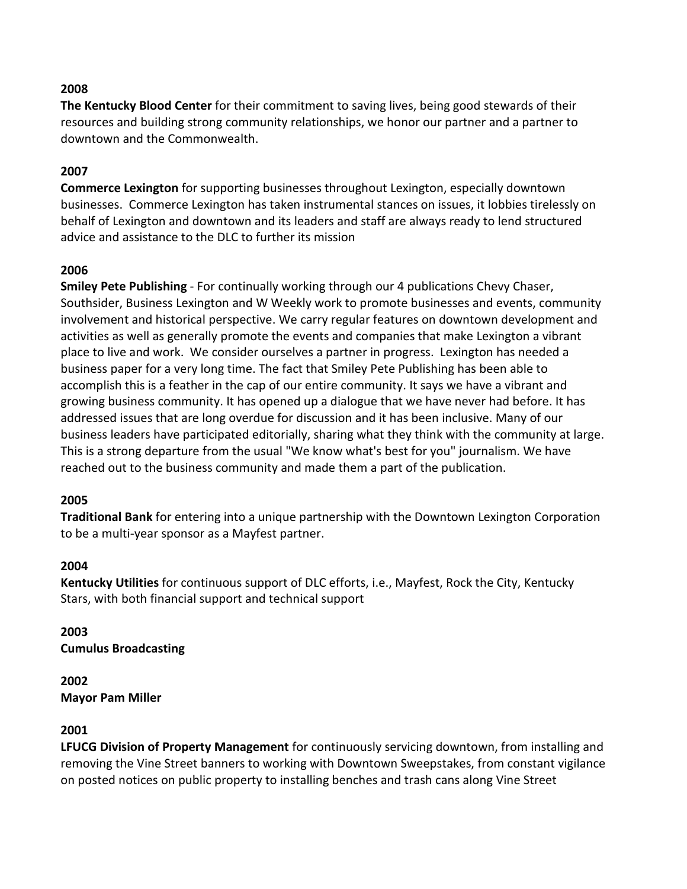**2008**

**The Kentucky Blood Center** for their commitment to saving lives, being good stewards of their resources and building strong community relationships, we honor our partner and a partner to downtown and the Commonwealth.

**2007**

**Commerce Lexington** for supporting businesses throughout Lexington, especially downtown businesses. Commerce Lexington has taken instrumental stances on issues, it lobbies tirelessly on behalf of Lexington and downtown and its leaders and staff are always ready to lend structured advice and assistance to the DLC to further its mission

**2006**

**Smiley Pete Publishing** - For continually working through our 4 publications Chevy Chaser, Southsider, Business Lexington and W Weekly work to promote businesses and events, community involvement and historical perspective. We carry regular features on downtown development and activities as well as generally promote the events and companies that make Lexington a vibrant place to live and work. We consider ourselves a partner in progress. Lexington has needed a business paper for a very long time. The fact that Smiley Pete Publishing has been able to accomplish this is a feather in the cap of our entire community. It says we have a vibrant and growing business community. It has opened up a dialogue that we have never had before. It has addressed issues that are long overdue for discussion and it has been inclusive. Many of our business leaders have participated editorially, sharing what they think with the community at large. This is a strong departure from the usual "We know what's best for you" journalism. We have reached out to the business community and made them a part of the publication.

**2005**

**Traditional Bank** for entering into a unique partnership with the Downtown Lexington Corporation to be a multi-year sponsor as a Mayfest partner.

**2004**

**Kentucky Utilities** for continuous support of DLC efforts, i.e., Mayfest, Rock the City, Kentucky Stars, with both financial support and technical support

**2003**

**Cumulus Broadcasting**

**2002**

**Mayor Pam Miller**

**2001**

**LFUCG Division of Property Management** for continuously servicing downtown, from installing and removing the Vine Street banners to working with Downtown Sweepstakes, from constant vigilance on posted notices on public property to installing benches and trash cans along Vine Street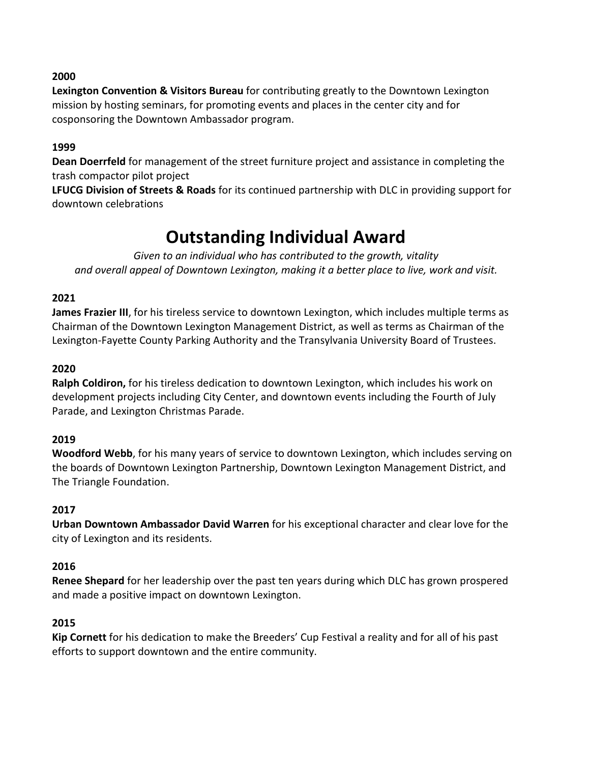**2000**

**Lexington Convention & Visitors Bureau** for contributing greatly to the Downtown Lexington mission by hosting seminars, for promoting events and places in the center city and for cosponsoring the Downtown Ambassador program.

**1999**

**Dean Doerrfeld** for management of the street furniture project and assistance in completing the trash compactor pilot project

**LFUCG Division of Streets & Roads** for its continued partnership with DLC in providing support for downtown celebrations

# Outstanding Individual Award

*Given to an individual who has contributed to the growth, vitality and overall appeal of Downtown Lexington, making it a better place to live, work and visit.*

**2021**

**James Frazier III**, for his tireless service to downtown Lexington, which includes multiple terms as Chairman of the Downtown Lexington Management District, as well as terms as Chairman of the Lexington-Fayette County Parking Authority and the Transylvania University Board of Trustees.

**2020**

**Ralph Coldiron,** for his tireless dedication to downtown Lexington, which includes his work on development projects including City Center, and downtown events including the Fourth of July Parade, and Lexington Christmas Parade.

**2019**

**Woodford Webb**, for his many years of service to downtown Lexington, which includes serving on the boards of Downtown Lexington Partnership, Downtown Lexington Management District, and The Triangle Foundation.

**2017**

**Urban Downtown Ambassador David Warren** for his exceptional character and clear love for the city of Lexington and its residents.

**2016**

**Renee Shepard** for her leadership over the past ten years during which DLC has grown prospered and made a positive impact on downtown Lexington.

**2015**

**Kip Cornett** for his dedication to make the Breeders' Cup Festival a reality and for all of his past efforts to support downtown and the entire community.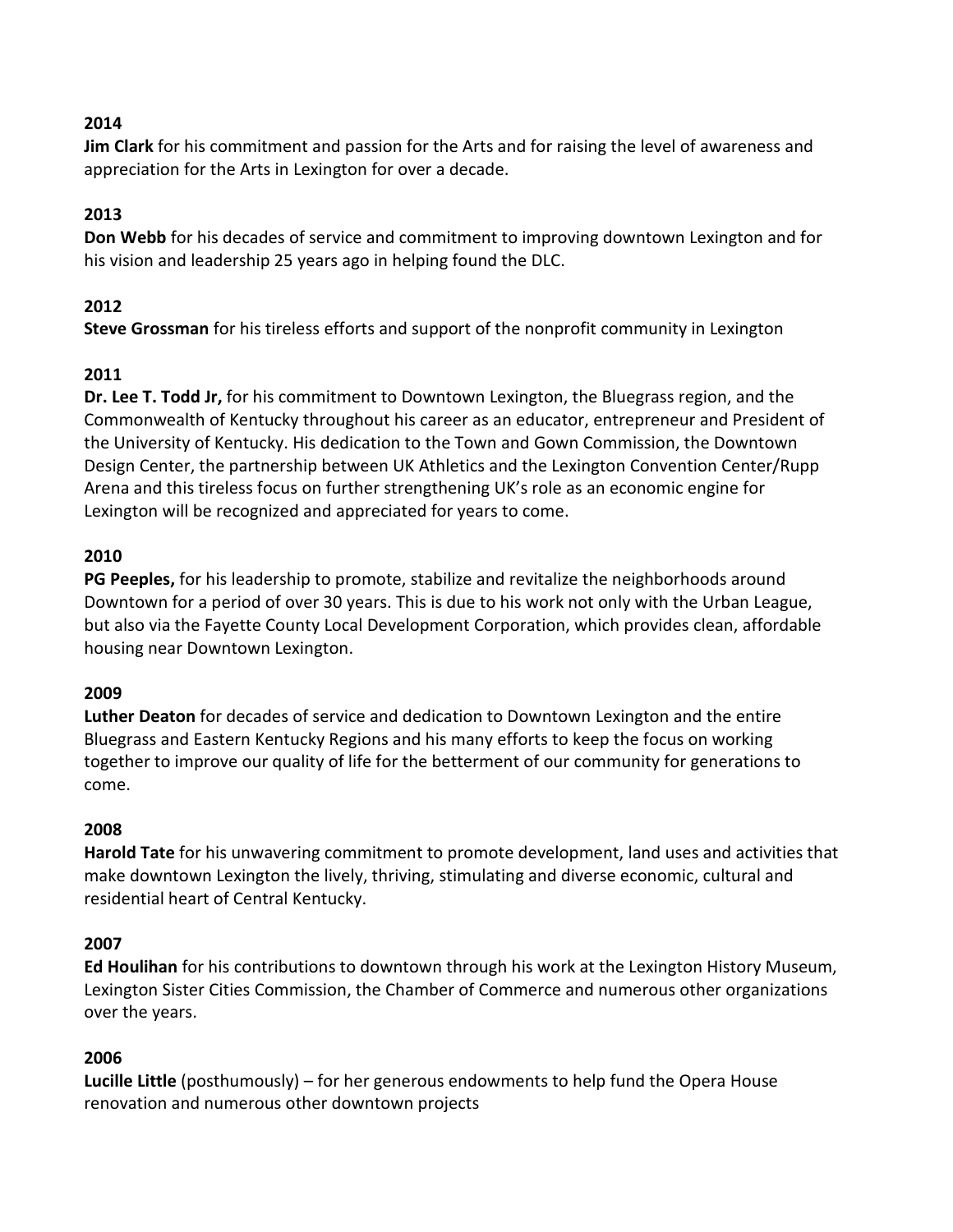**2014**

**Jim Clark** for his commitment and passion for the Arts and for raising the level of awareness and appreciation for the Arts in Lexington for over a decade.

**2013**

**Don Webb** for his decades of service and commitment to improving downtown Lexington and for his vision and leadership 25 years ago in helping found the DLC.

**2012**

**Steve Grossman** for his tireless efforts and support of the nonprofit community in Lexington

**2011**

**Dr. Lee T. Todd Jr,** for his commitment to Downtown Lexington, the Bluegrass region, and the Commonwealth of Kentucky throughout his career as an educator, entrepreneur and President of the University of Kentucky. His dedication to the Town and Gown Commission, the Downtown Design Center, the partnership between UK Athletics and the Lexington Convention Center/Rupp Arena and this tireless focus on further strengthening UK's role as an economic engine for Lexington will be recognized and appreciated for years to come.

**2010**

**PG Peeples,** for his leadership to promote, stabilize and revitalize the neighborhoods around Downtown for a period of over 30 years. This is due to his work not only with the Urban League, but also via the Fayette County Local Development Corporation, which provides clean, affordable housing near Downtown Lexington.

**2009**

**Luther Deaton** for decades of service and dedication to Downtown Lexington and the entire Bluegrass and Eastern Kentucky Regions and his many efforts to keep the focus on working together to improve our quality of life for the betterment of our community for generations to come.

**2008**

**Harold Tate** for his unwavering commitment to promote development, land uses and activities that make downtown Lexington the lively, thriving, stimulating and diverse economic, cultural and residential heart of Central Kentucky.

**2007**

**Ed Houlihan** for his contributions to downtown through his work at the Lexington History Museum, Lexington Sister Cities Commission, the Chamber of Commerce and numerous other organizations over the years.

**2006**

**Lucille Little** (posthumously) – for her generous endowments to help fund the Opera House renovation and numerous other downtown projects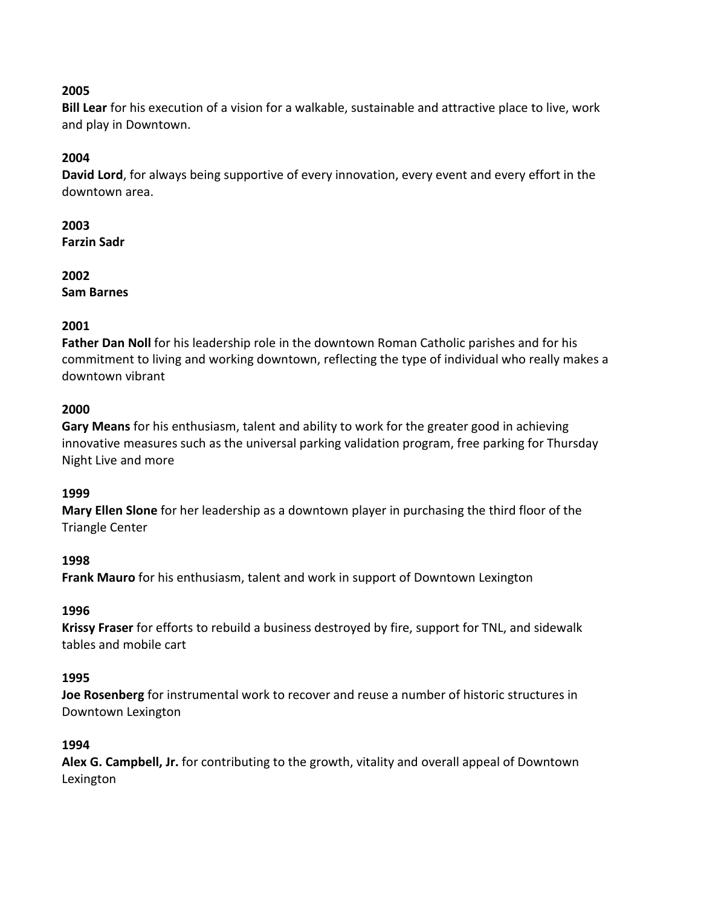**2005**
**Bill Lear** for his execution of a vision for a walkable, sustainable and attractive place to live, work and play in Downtown.

**2004**
**David Lord**, for always being supportive of every innovation, every event and every effort in the downtown area.

**2003**
**Farzin Sadr**

**2002**
**Sam Barnes**

**2001**
**Father Dan Noll** for his leadership role in the downtown Roman Catholic parishes and for his commitment to living and working downtown, reflecting the type of individual who really makes a downtown vibrant

**2000**
**Gary Means** for his enthusiasm, talent and ability to work for the greater good in achieving innovative measures such as the universal parking validation program, free parking for Thursday Night Live and more

**1999**
**Mary Ellen Slone** for her leadership as a downtown player in purchasing the third floor of the Triangle Center

**1998**
**Frank Mauro** for his enthusiasm, talent and work in support of Downtown Lexington

**1996**
**Krissy Fraser** for efforts to rebuild a business destroyed by fire, support for TNL, and sidewalk tables and mobile cart

**1995**
**Joe Rosenberg** for instrumental work to recover and reuse a number of historic structures in Downtown Lexington

**1994**
**Alex G. Campbell, Jr.** for contributing to the growth, vitality and overall appeal of Downtown Lexington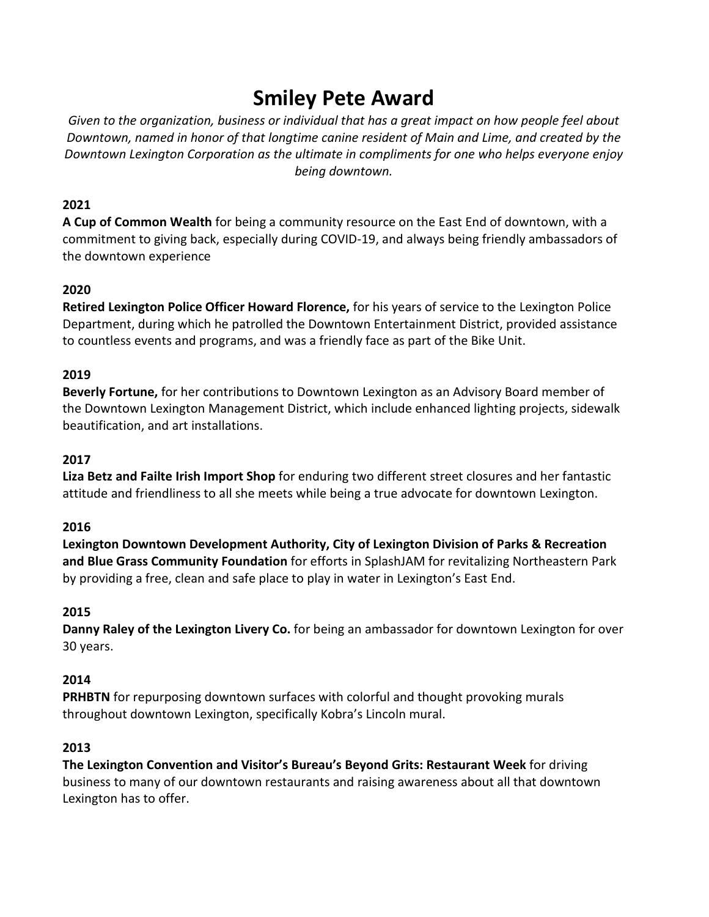# Smiley Pete Award

*Given to the organization, business or individual that has a great impact on how people feel about Downtown, named in honor of that longtime canine resident of Main and Lime, and created by the Downtown Lexington Corporation as the ultimate in compliments for one who helps everyone enjoy being downtown.*

**2021**

**A Cup of Common Wealth** for being a community resource on the East End of downtown, with a commitment to giving back, especially during COVID-19, and always being friendly ambassadors of the downtown experience

**2020**

**Retired Lexington Police Officer Howard Florence,** for his years of service to the Lexington Police Department, during which he patrolled the Downtown Entertainment District, provided assistance to countless events and programs, and was a friendly face as part of the Bike Unit.

**2019**

**Beverly Fortune,** for her contributions to Downtown Lexington as an Advisory Board member of the Downtown Lexington Management District, which include enhanced lighting projects, sidewalk beautification, and art installations.

**2017**

**Liza Betz and Failte Irish Import Shop** for enduring two different street closures and her fantastic attitude and friendliness to all she meets while being a true advocate for downtown Lexington.

**2016**

**Lexington Downtown Development Authority, City of Lexington Division of Parks & Recreation and Blue Grass Community Foundation** for efforts in SplashJAM for revitalizing Northeastern Park by providing a free, clean and safe place to play in water in Lexington's East End.

**2015**

**Danny Raley of the Lexington Livery Co.** for being an ambassador for downtown Lexington for over 30 years.

**2014**

**PRHBTN** for repurposing downtown surfaces with colorful and thought provoking murals throughout downtown Lexington, specifically Kobra's Lincoln mural.

**2013**

**The Lexington Convention and Visitor's Bureau's Beyond Grits: Restaurant Week** for driving business to many of our downtown restaurants and raising awareness about all that downtown Lexington has to offer.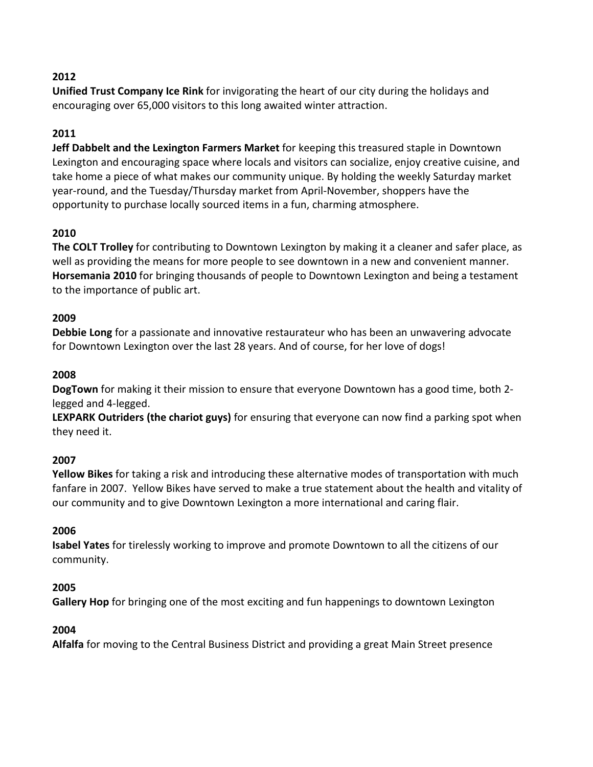**2012**

**Unified Trust Company Ice Rink** for invigorating the heart of our city during the holidays and encouraging over 65,000 visitors to this long awaited winter attraction.

**2011**

**Jeff Dabbelt and the Lexington Farmers Market** for keeping this treasured staple in Downtown Lexington and encouraging space where locals and visitors can socialize, enjoy creative cuisine, and take home a piece of what makes our community unique. By holding the weekly Saturday market year-round, and the Tuesday/Thursday market from April-November, shoppers have the opportunity to purchase locally sourced items in a fun, charming atmosphere.

**2010**

**The COLT Trolley** for contributing to Downtown Lexington by making it a cleaner and safer place, as well as providing the means for more people to see downtown in a new and convenient manner.
**Horsemania 2010** for bringing thousands of people to Downtown Lexington and being a testament to the importance of public art.

**2009**

**Debbie Long** for a passionate and innovative restaurateur who has been an unwavering advocate for Downtown Lexington over the last 28 years. And of course, for her love of dogs!

**2008**

**DogTown** for making it their mission to ensure that everyone Downtown has a good time, both 2-legged and 4-legged.
**LEXPARK Outriders (the chariot guys)** for ensuring that everyone can now find a parking spot when they need it.

**2007**

**Yellow Bikes** for taking a risk and introducing these alternative modes of transportation with much fanfare in 2007. Yellow Bikes have served to make a true statement about the health and vitality of our community and to give Downtown Lexington a more international and caring flair.

**2006**

**Isabel Yates** for tirelessly working to improve and promote Downtown to all the citizens of our community.

**2005**

**Gallery Hop** for bringing one of the most exciting and fun happenings to downtown Lexington

**2004**

**Alfalfa** for moving to the Central Business District and providing a great Main Street presence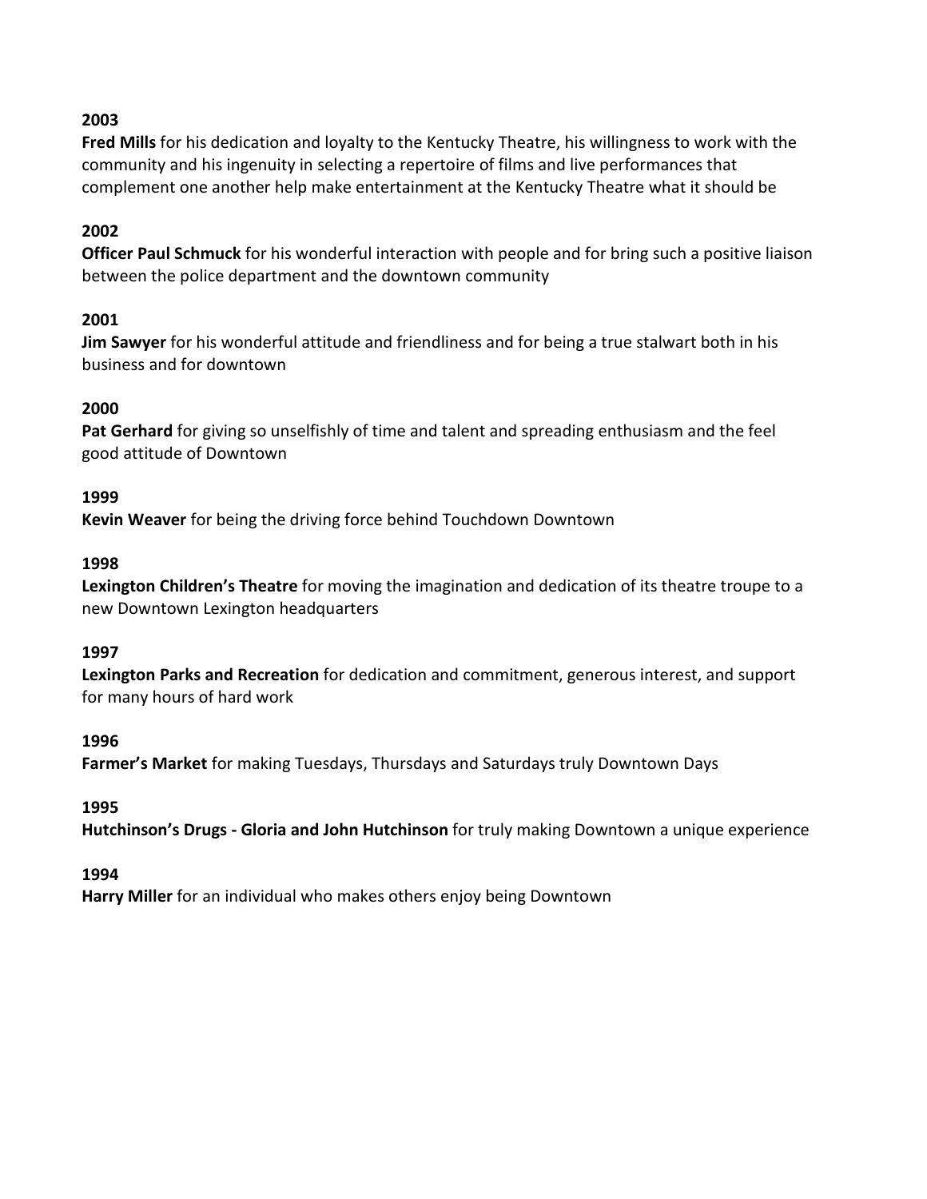**2003**
**Fred Mills** for his dedication and loyalty to the Kentucky Theatre, his willingness to work with the community and his ingenuity in selecting a repertoire of films and live performances that complement one another help make entertainment at the Kentucky Theatre what it should be

**2002**
**Officer Paul Schmuck** for his wonderful interaction with people and for bring such a positive liaison between the police department and the downtown community

**2001**
**Jim Sawyer** for his wonderful attitude and friendliness and for being a true stalwart both in his business and for downtown

**2000**
**Pat Gerhard** for giving so unselfishly of time and talent and spreading enthusiasm and the feel good attitude of Downtown

**1999**
**Kevin Weaver** for being the driving force behind Touchdown Downtown

**1998**
**Lexington Children's Theatre** for moving the imagination and dedication of its theatre troupe to a new Downtown Lexington headquarters

**1997**
**Lexington Parks and Recreation** for dedication and commitment, generous interest, and support for many hours of hard work

**1996**
**Farmer's Market** for making Tuesdays, Thursdays and Saturdays truly Downtown Days

**1995**
**Hutchinson's Drugs - Gloria and John Hutchinson** for truly making Downtown a unique experience

**1994**
**Harry Miller** for an individual who makes others enjoy being Downtown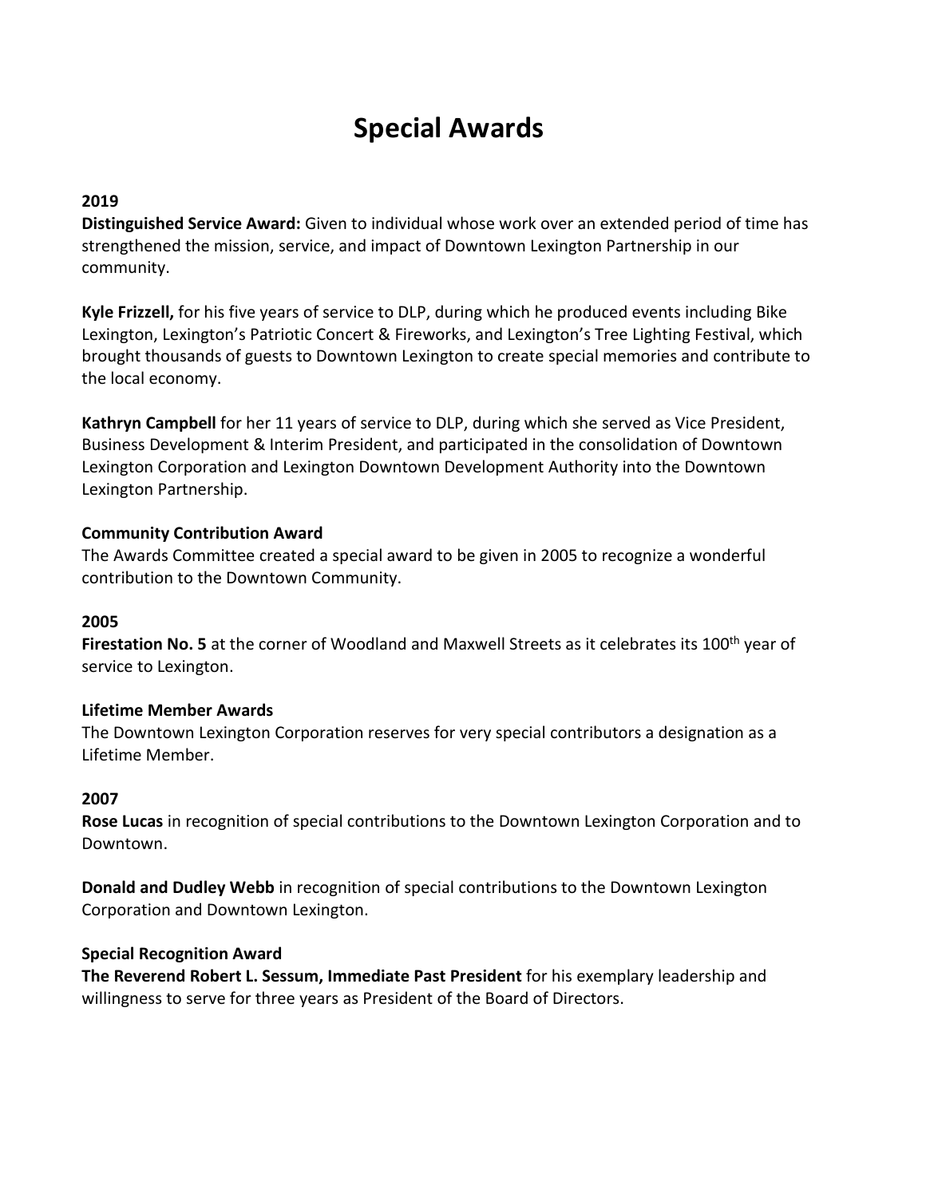# Special Awards

**2019**

**Distinguished Service Award:** Given to individual whose work over an extended period of time has strengthened the mission, service, and impact of Downtown Lexington Partnership in our community.

**Kyle Frizzell,** for his five years of service to DLP, during which he produced events including Bike Lexington, Lexington's Patriotic Concert & Fireworks, and Lexington's Tree Lighting Festival, which brought thousands of guests to Downtown Lexington to create special memories and contribute to the local economy.

**Kathryn Campbell** for her 11 years of service to DLP, during which she served as Vice President, Business Development & Interim President, and participated in the consolidation of Downtown Lexington Corporation and Lexington Downtown Development Authority into the Downtown Lexington Partnership.

**Community Contribution Award**

The Awards Committee created a special award to be given in 2005 to recognize a wonderful contribution to the Downtown Community.

**2005**

**Firestation No. 5** at the corner of Woodland and Maxwell Streets as it celebrates its 100th year of service to Lexington.

**Lifetime Member Awards**

The Downtown Lexington Corporation reserves for very special contributors a designation as a Lifetime Member.

**2007**

**Rose Lucas** in recognition of special contributions to the Downtown Lexington Corporation and to Downtown.

**Donald and Dudley Webb** in recognition of special contributions to the Downtown Lexington Corporation and Downtown Lexington.

**Special Recognition Award**

**The Reverend Robert L. Sessum, Immediate Past President** for his exemplary leadership and willingness to serve for three years as President of the Board of Directors.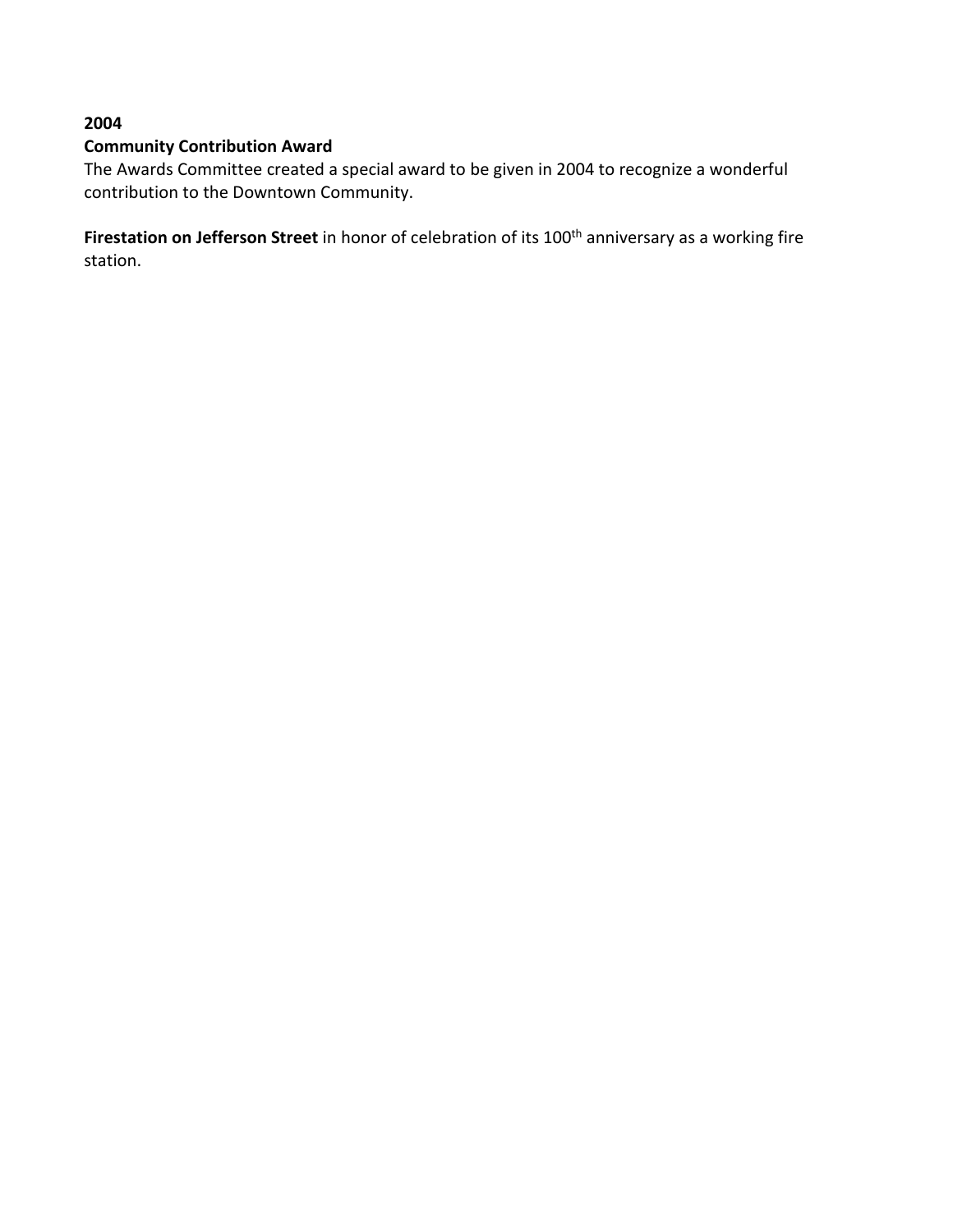**2004**

**Community Contribution Award**

The Awards Committee created a special award to be given in 2004 to recognize a wonderful contribution to the Downtown Community.

**Firestation on Jefferson Street** in honor of celebration of its $100^{th}$ anniversary as a working fire station.